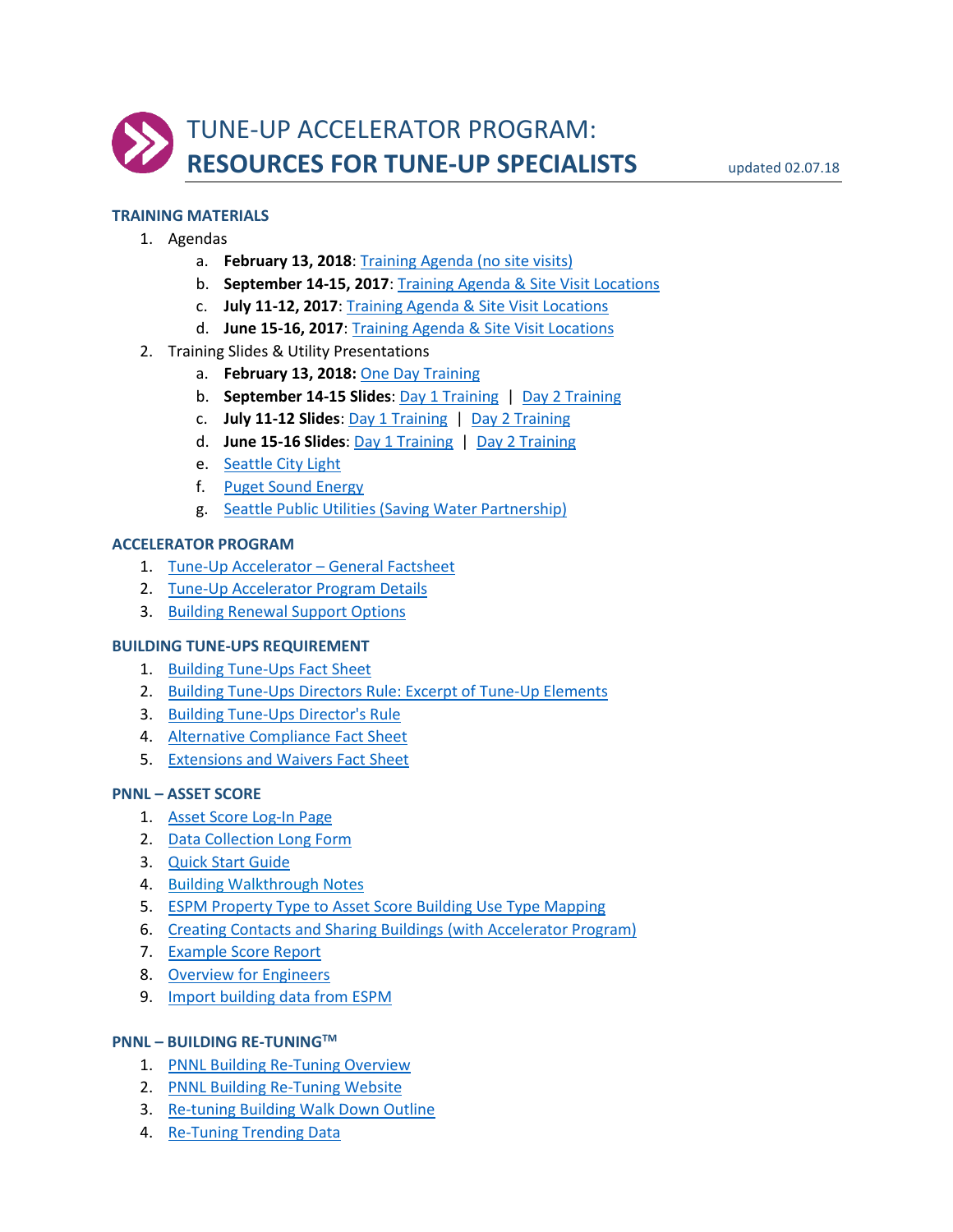# TUNE-UP ACCELERATOR PROGRAM: **RESOURCES FOR TUNE-UP SPECIALISTS**

updated 02.07.18

## TRAINING MATERIALS

1. Agendas
    a. **February 13, 2018**: Training Agenda (no site visits)
    b. **September 14-15, 2017**: Training Agenda & Site Visit Locations
    c. **July 11-12, 2017**: Training Agenda & Site Visit Locations
    d. **June 15-16, 2017**: Training Agenda & Site Visit Locations
2. Training Slides & Utility Presentations
    a. **February 13, 2018:** One Day Training
    b. **September 14-15 Slides**: Day 1 Training | Day 2 Training
    c. **July 11-12 Slides**: Day 1 Training | Day 2 Training
    d. **June 15-16 Slides**: Day 1 Training | Day 2 Training
    e. Seattle City Light
    f. Puget Sound Energy
    g. Seattle Public Utilities (Saving Water Partnership)

## ACCELERATOR PROGRAM

1. Tune-Up Accelerator – General Factsheet
2. Tune-Up Accelerator Program Details
3. Building Renewal Support Options

## BUILDING TUNE-UPS REQUIREMENT

1. Building Tune-Ups Fact Sheet
2. Building Tune-Ups Directors Rule: Excerpt of Tune-Up Elements
3. Building Tune-Ups Director's Rule
4. Alternative Compliance Fact Sheet
5. Extensions and Waivers Fact Sheet

## PNNL – ASSET SCORE

1. Asset Score Log-In Page
2. Data Collection Long Form
3. Quick Start Guide
4. Building Walkthrough Notes
5. ESPM Property Type to Asset Score Building Use Type Mapping
6. Creating Contacts and Sharing Buildings (with Accelerator Program)
7. Example Score Report
8. Overview for Engineers
9. Import building data from ESPM

## PNNL – BUILDING RE-TUNING™

1. PNNL Building Re-Tuning Overview
2. PNNL Building Re-Tuning Website
3. Re-tuning Building Walk Down Outline
4. Re-Tuning Trending Data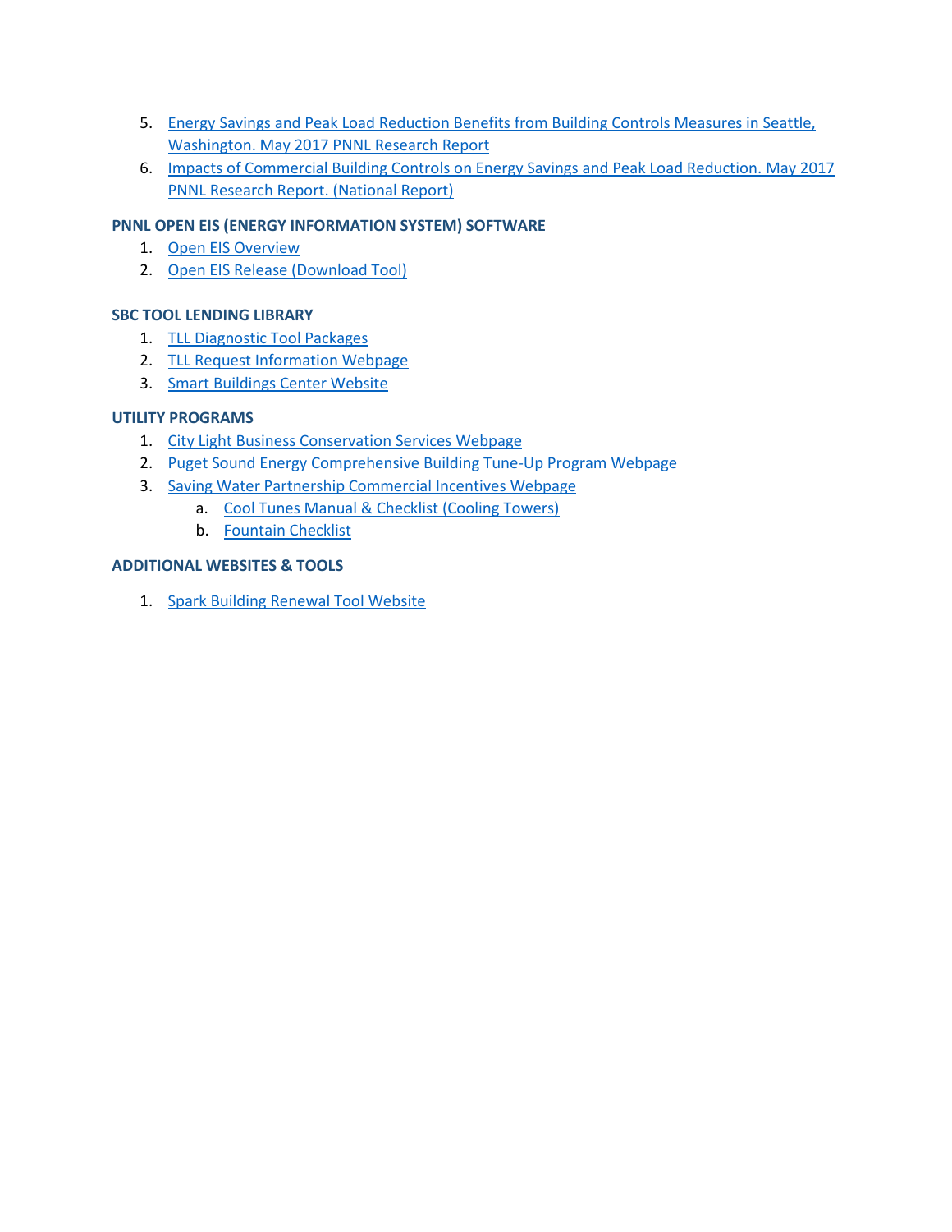5. Energy Savings and Peak Load Reduction Benefits from Building Controls Measures in Seattle, Washington. May 2017 PNNL Research Report
6. Impacts of Commercial Building Controls on Energy Savings and Peak Load Reduction. May 2017 PNNL Research Report. (National Report)

**PNNL OPEN EIS (ENERGY INFORMATION SYSTEM) SOFTWARE**

1. Open EIS Overview
2. Open EIS Release (Download Tool)

**SBC TOOL LENDING LIBRARY**

1. TLL Diagnostic Tool Packages
2. TLL Request Information Webpage
3. Smart Buildings Center Website

**UTILITY PROGRAMS**

1. City Light Business Conservation Services Webpage
2. Puget Sound Energy Comprehensive Building Tune-Up Program Webpage
3. Saving Water Partnership Commercial Incentives Webpage
    a. Cool Tunes Manual & Checklist (Cooling Towers)
    b. Fountain Checklist

**ADDITIONAL WEBSITES & TOOLS**

1. Spark Building Renewal Tool Website